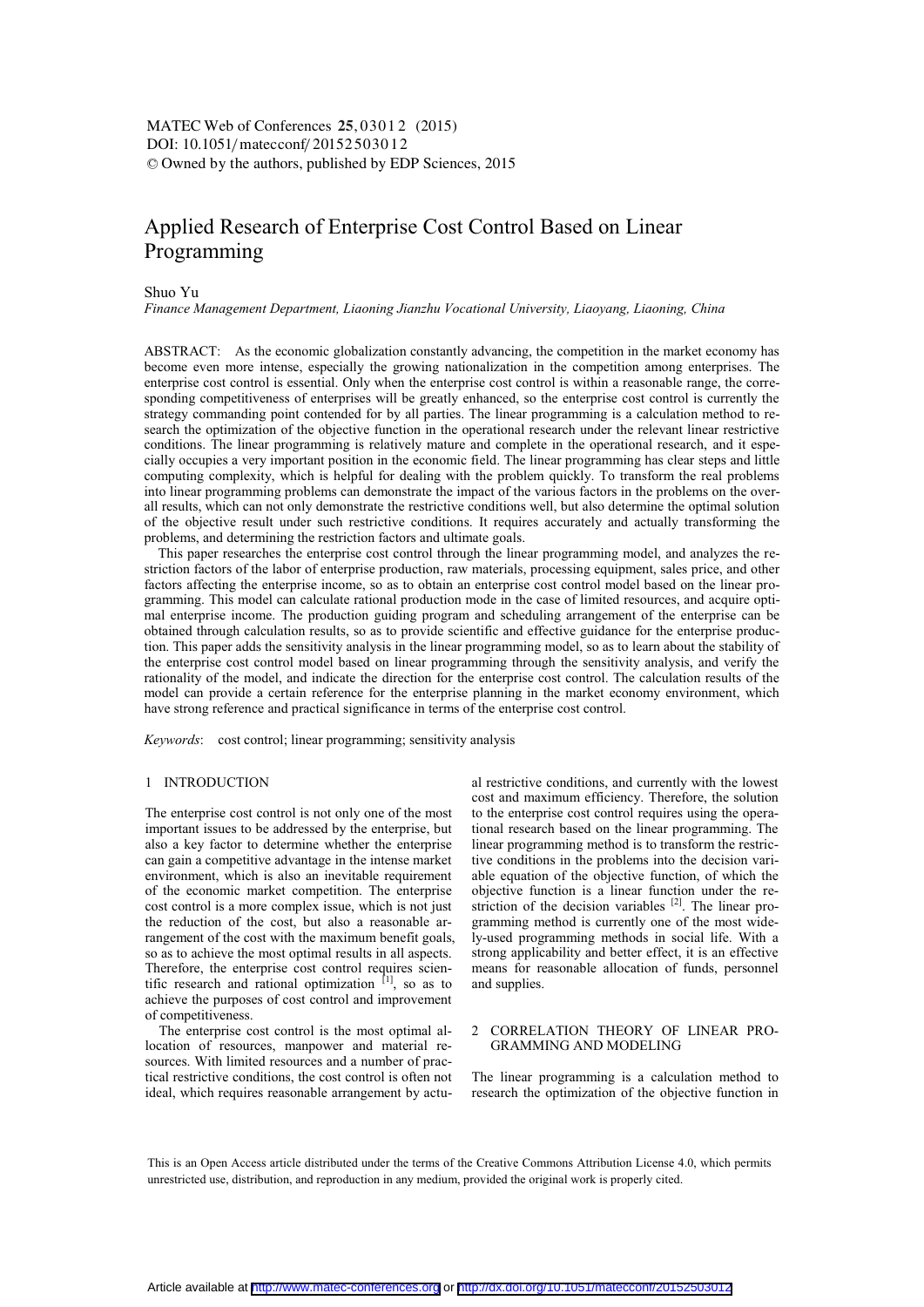# Applied Research of Enterprise Cost Control Based on Linear Programming

Shuo Yu

*Finance Management Department, Liaoning Jianzhu Vocational University, Liaoyang, Liaoning, China*

ABSTRACT: As the economic globalization constantly advancing, the competition in the market economy has become even more intense, especially the growing nationalization in the competition among enterprises. The enterprise cost control is essential. Only when the enterprise cost control is within a reasonable range, the corresponding competitiveness of enterprises will be greatly enhanced, so the enterprise cost control is currently the strategy commanding point contended for by all parties. The linear programming is a calculation method to research the optimization of the objective function in the operational research under the relevant linear restrictive conditions. The linear programming is relatively mature and complete in the operational research, and it especially occupies a very important position in the economic field. The linear programming has clear steps and little computing complexity, which is helpful for dealing with the problem quickly. To transform the real problems into linear programming problems can demonstrate the impact of the various factors in the problems on the overall results, which can not only demonstrate the restrictive conditions well, but also determine the optimal solution of the objective result under such restrictive conditions. It requires accurately and actually transforming the problems, and determining the restriction factors and ultimate goals.

This paper researches the enterprise cost control through the linear programming model, and analyzes the restriction factors of the labor of enterprise production, raw materials, processing equipment, sales price, and other factors affecting the enterprise income, so as to obtain an enterprise cost control model based on the linear programming. This model can calculate rational production mode in the case of limited resources, and acquire optimal enterprise income. The production guiding program and scheduling arrangement of the enterprise can be obtained through calculation results, so as to provide scientific and effective guidance for the enterprise production. This paper adds the sensitivity analysis in the linear programming model, so as to learn about the stability of the enterprise cost control model based on linear programming through the sensitivity analysis, and verify the rationality of the model, and indicate the direction for the enterprise cost control. The calculation results of the model can provide a certain reference for the enterprise planning in the market economy environment, which have strong reference and practical significance in terms of the enterprise cost control.

*Keywords*: cost control; linear programming; sensitivity analysis

## 1 INTRODUCTION

The enterprise cost control is not only one of the most important issues to be addressed by the enterprise, but also a key factor to determine whether the enterprise can gain a competitive advantage in the intense market environment, which is also an inevitable requirement of the economic market competition. The enterprise cost control is a more complex issue, which is not just the reduction of the cost, but also a reasonable arrangement of the cost with the maximum benefit goals, so as to achieve the most optimal results in all aspects. Therefore, the enterprise cost control requires scientific research and rational optimization [1], so as to achieve the purposes of cost control and improvement of competitiveness.

The enterprise cost control is the most optimal allocation of resources, manpower and material resources. With limited resources and a number of practical restrictive conditions, the cost control is often not ideal, which requires reasonable arrangement by actual restrictive conditions, and currently with the lowest cost and maximum efficiency. Therefore, the solution to the enterprise cost control requires using the operational research based on the linear programming. The linear programming method is to transform the restrictive conditions in the problems into the decision variable equation of the objective function, of which the objective function is a linear function under the restriction of the decision variables [2]. The linear programming method is currently one of the most widely-used programming methods in social life. With a strong applicability and better effect, it is an effective means for reasonable allocation of funds, personnel and supplies.

## 2 CORRELATION THEORY OF LINEAR PROGRAMMING AND MODELING

The linear programming is a calculation method to research the optimization of the objective function in

This is an Open Access article distributed under the terms of the Creative Commons Attribution License 4.0, which permits unrestricted use, distribution, and reproduction in any medium, provided the original work is properly cited.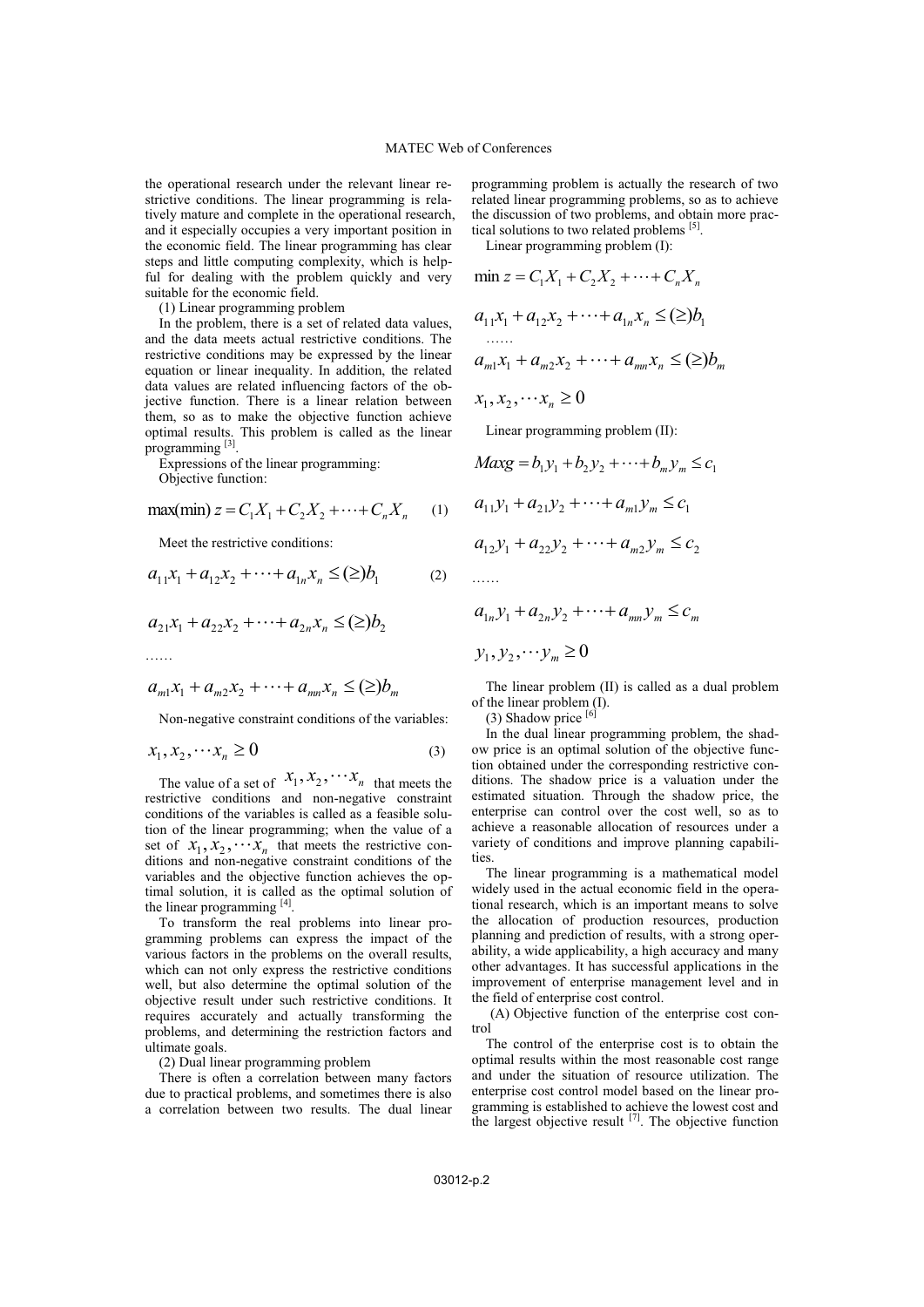the operational research under the relevant linear restrictive conditions. The linear programming is relatively mature and complete in the operational research, and it especially occupies a very important position in the economic field. The linear programming has clear steps and little computing complexity, which is helpful for dealing with the problem quickly and very suitable for the economic field.

(1) Linear programming problem

In the problem, there is a set of related data values, and the data meets actual restrictive conditions. The restrictive conditions may be expressed by the linear equation or linear inequality. In addition, the related data values are related influencing factors of the objective function. There is a linear relation between them, so as to make the objective function achieve optimal results. This problem is called as the linear programming [3].

Expressions of the linear programming:

Objective function:

$$\max(\min) z = C_1X_1 + C_2X_2 + \cdots + C_nX_n \qquad (1)$$

Meet the restrictive conditions:

$$a_{11}x_1 + a_{12}x_2 + \cdots + a_{1n}x_n \le (\ge) b_1 \qquad (2)$$

$$a_{21}x_1 + a_{22}x_2 + \cdots + a_{2n}x_n \le (\ge) b_2$$

……

$$a_{m1}x_1 + a_{m2}x_2 + \cdots + a_{mn}x_n \le (\ge) b_m$$

Non-negative constraint conditions of the variables:

$$x_1, x_2, \cdots x_n \ge 0 \qquad (3)$$

The value of a set of $x_1, x_2, \cdots x_n$ that meets the restrictive conditions and non-negative constraint conditions of the variables is called as a feasible solution of the linear programming; when the value of a set of $x_1, x_2, \cdots x_n$ that meets the restrictive conditions and non-negative constraint conditions of the variables and the objective function achieves the optimal solution, it is called as the optimal solution of the linear programming [4].

To transform the real problems into linear programming problems can express the impact of the various factors in the problems on the overall results, which can not only express the restrictive conditions well, but also determine the optimal solution of the objective result under such restrictive conditions. It requires accurately and actually transforming the problems, and determining the restriction factors and ultimate goals.

(2) Dual linear programming problem

There is often a correlation between many factors due to practical problems, and sometimes there is also a correlation between two results. The dual linear programming problem is actually the research of two related linear programming problems, so as to achieve the discussion of two problems, and obtain more practical solutions to two related problems [5].

Linear programming problem (I):

$$\min z = C_1X_1 + C_2X_2 + \cdots + C_nX_n$$

$$a_{11}x_1 + a_{12}x_2 + \cdots + a_{1n}x_n \le (\ge) b_1$$

……

$$a_{m1}x_1 + a_{m2}x_2 + \cdots + a_{mn}x_n \le (\ge) b_m$$

$$x_1, x_2, \cdots x_n \ge 0$$

Linear programming problem (II):

$$Max g = b_1y_1 + b_2y_2 + \cdots + b_my_m \le c_1$$

$$a_{11}y_1 + a_{21}y_2 + \cdots + a_{m1}y_m \le c_1$$

$$a_{12}y_1 + a_{22}y_2 + \cdots + a_{m2}y_m \le c_2$$

……

$$a_{1n}y_1 + a_{2n}y_2 + \cdots + a_{mn}y_m \le c_m$$

$$y_1, y_2, \cdots y_m \ge 0$$

The linear problem (II) is called as a dual problem of the linear problem (I).

(3) Shadow price [6]

In the dual linear programming problem, the shadow price is an optimal solution of the objective function obtained under the corresponding restrictive conditions. The shadow price is a valuation under the estimated situation. Through the shadow price, the enterprise can control over the cost well, so as to achieve a reasonable allocation of resources under a variety of conditions and improve planning capabilities.

The linear programming is a mathematical model widely used in the actual economic field in the operational research, which is an important means to solve the allocation of production resources, production planning and prediction of results, with a strong operability, a wide applicability, a high accuracy and many other advantages. It has successful applications in the improvement of enterprise management level and in the field of enterprise cost control.

(A) Objective function of the enterprise cost control

The control of the enterprise cost is to obtain the optimal results within the most reasonable cost range and under the situation of resource utilization. The enterprise cost control model based on the linear programming is established to achieve the lowest cost and the largest objective result [7]. The objective function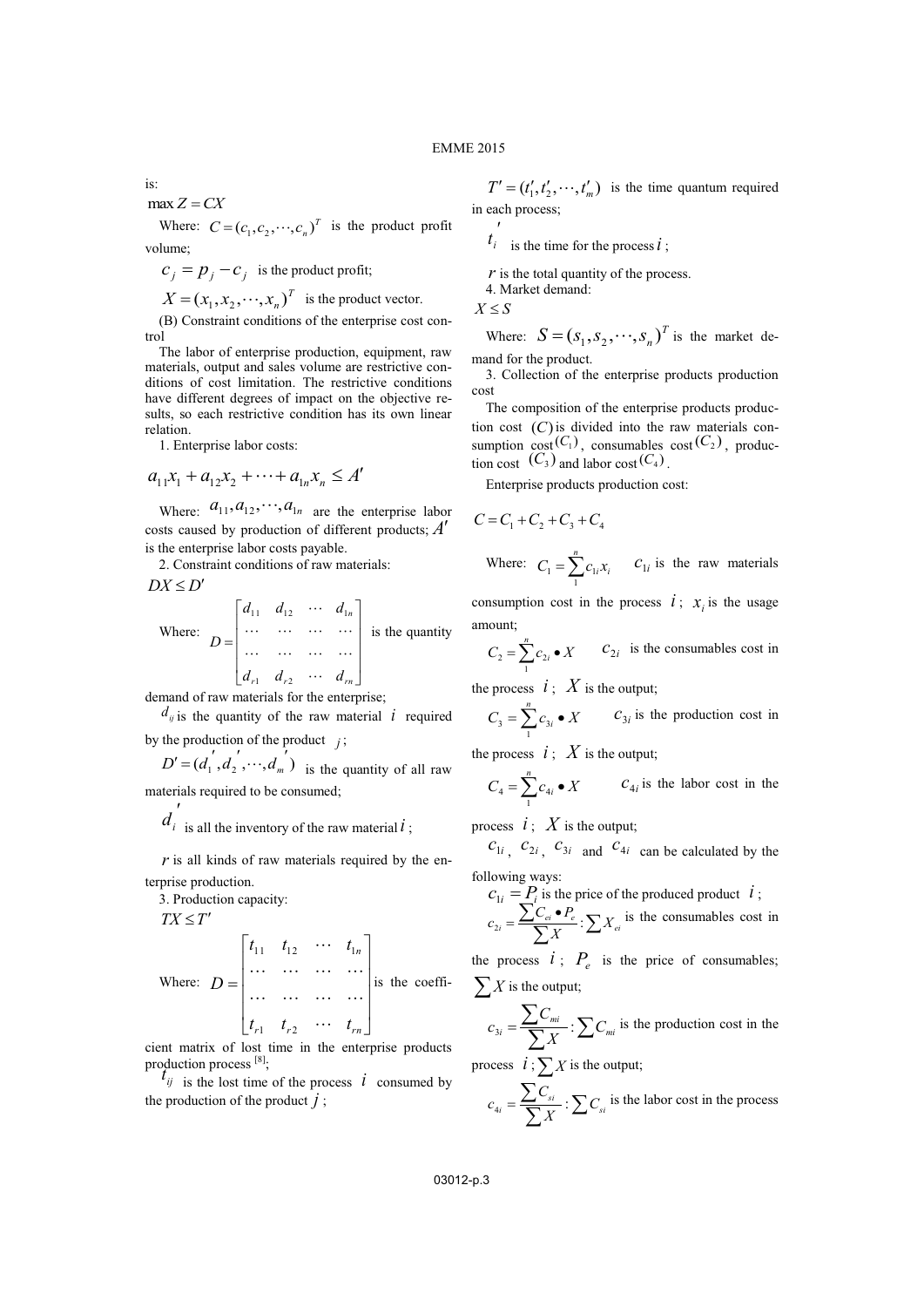is:

$\max Z = CX$

Where: $C = (c_1, c_2, \cdots, c_n)^T$ is the product profit volume;

$c_j = p_j - c_j$ is the product profit;

$X = (x_1, x_2, \cdots, x_n)^T$ is the product vector.

(B) Constraint conditions of the enterprise cost control

The labor of enterprise production, equipment, raw materials, output and sales volume are restrictive conditions of cost limitation. The restrictive conditions have different degrees of impact on the objective results, so each restrictive condition has its own linear relation.

1. Enterprise labor costs:

$$a_{11}x_1 + a_{12}x_2 + \cdots + a_{1n}x_n \le A'$$

Where: $a_{11}, a_{12}, \cdots, a_{1n}$ are the enterprise labor costs caused by production of different products; $A'$ is the enterprise labor costs payable.

2. Constraint conditions of raw materials:

$DX \le D'$

Where: $D = \begin{bmatrix} d_{11} & d_{12} & \cdots & d_{1n} \\ \cdots & \cdots & \cdots & \cdots \\ \cdots & \cdots & \cdots & \cdots \\ d_{r1} & d_{r2} & \cdots & d_{rn} \end{bmatrix}$ is the quantity demand of raw materials for the enterprise;

$d_{ij}$ is the quantity of the raw material $i$ required by the production of the product $j$;

$D' = (d_1', d_2', \cdots, d_m')$ is the quantity of all raw materials required to be consumed;

$d_i'$ is all the inventory of the raw material $i$;

$r$ is all kinds of raw materials required by the enterprise production.

3. Production capacity:

$TX \le T'$

Where: $D = \begin{bmatrix} t_{11} & t_{12} & \cdots & t_{1n} \\ \cdots & \cdots & \cdots & \cdots \\ \cdots & \cdots & \cdots & \cdots \\ t_{r1} & t_{r2} & \cdots & t_{rn} \end{bmatrix}$ is the coefficient matrix of lost time in the enterprise products production process [8];

$t_{ij}$ is the lost time of the process $i$ consumed by the production of the product $j$;

$T' = (t_1', t_2', \cdots, t_m')$ is the time quantum required in each process;

$t_i'$ is the time for the process $i$;

$r$ is the total quantity of the process.

4. Market demand:

$X \le S$

Where: $S = (s_1, s_2, \cdots, s_n)^T$ is the market demand for the product.

3. Collection of the enterprise products production cost

The composition of the enterprise products production cost $(C)$ is divided into the raw materials consumption cost $(C_1)$, consumables cost $(C_2)$, production cost $(C_3)$ and labor cost $(C_4)$.

Enterprise products production cost:

$$C = C_1 + C_2 + C_3 + C_4$$

Where: $C_1 = \sum_1^n c_{1i} x_i$ $c_{1i}$ is the raw materials consumption cost in the process $i$; $x_i$ is the usage amount;

$C_2 = \sum_1^n c_{2i} \bullet X$ $c_{2i}$ is the consumables cost in the process $i$; $X$ is the output;

$C_3 = \sum_1^n c_{3i} \bullet X$ $c_{3i}$ is the production cost in the process $i$; $X$ is the output;

$C_4 = \sum_1^n c_{4i} \bullet X$ $c_{4i}$ is the labor cost in the process $i$; $X$ is the output;

$c_{1i}$, $c_{2i}$, $c_{3i}$ and $c_{4i}$ can be calculated by the following ways:

$c_{1i} = P_i$ is the price of the produced product $i$;

$c_{2i} = \frac{\sum C_{ei} \bullet P_e}{\sum X} : \sum X_{ei}$ is the consumables cost in the process $i$; $P_e$ is the price of consumables; $\sum X$ is the output;

$c_{3i} = \frac{\sum C_{mi}}{\sum X} : \sum C_{mi}$ is the production cost in the process $i$; $\sum X$ is the output;

$c_{4i} = \frac{\sum C_{si}}{\sum X} : \sum C_{si}$ is the labor cost in the process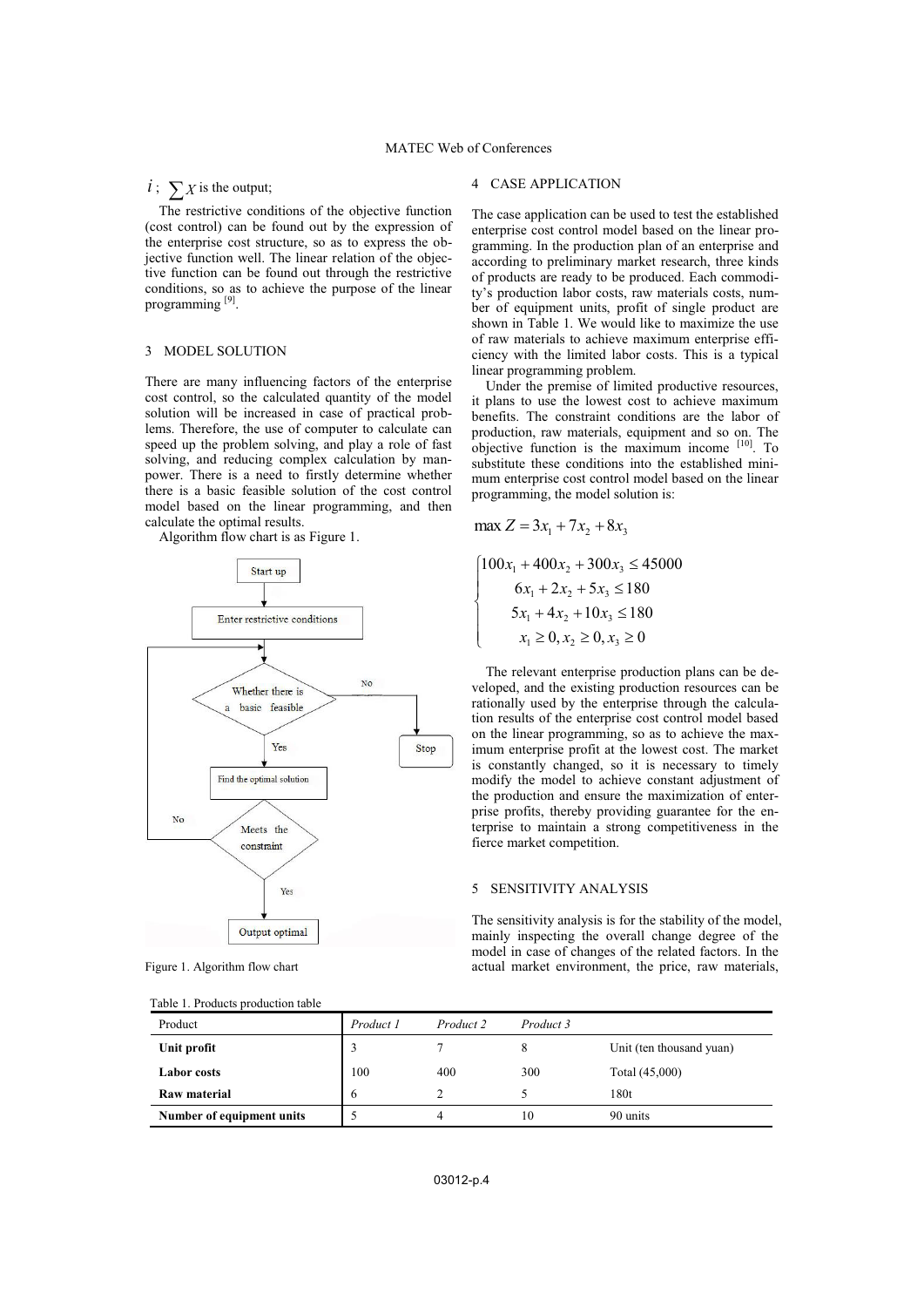$i$ ; $\sum X$ is the output;

The restrictive conditions of the objective function (cost control) can be found out by the expression of the enterprise cost structure, so as to express the objective function well. The linear relation of the objective function can be found out through the restrictive conditions, so as to achieve the purpose of the linear programming [9].

## 3 MODEL SOLUTION

There are many influencing factors of the enterprise cost control, so the calculated quantity of the model solution will be increased in case of practical problems. Therefore, the use of computer to calculate can speed up the problem solving, and play a role of fast solving, and reducing complex calculation by manpower. There is a need to firstly determine whether there is a basic feasible solution of the cost control model based on the linear programming, and then calculate the optimal results.

Algorithm flow chart is as Figure 1.

Figure 1. Algorithm flow chart

## 4 CASE APPLICATION

The case application can be used to test the established enterprise cost control model based on the linear programming. In the production plan of an enterprise and according to preliminary market research, three kinds of products are ready to be produced. Each commodity's production labor costs, raw materials costs, number of equipment units, profit of single product are shown in Table 1. We would like to maximize the use of raw materials to achieve maximum enterprise efficiency with the limited labor costs. This is a typical linear programming problem.

Under the premise of limited productive resources, it plans to use the lowest cost to achieve maximum benefits. The constraint conditions are the labor of production, raw materials, equipment and so on. The objective function is the maximum income [10]. To substitute these conditions into the established minimum enterprise cost control model based on the linear programming, the model solution is:

$$\max Z = 3x_1 + 7x_2 + 8x_3$$

$$\begin{cases} 100x_1 + 400x_2 + 300x_3 \leq 45000 \\ 6x_1 + 2x_2 + 5x_3 \leq 180 \\ 5x_1 + 4x_2 + 10x_3 \leq 180 \\ x_1 \geq 0, x_2 \geq 0, x_3 \geq 0 \end{cases}$$

The relevant enterprise production plans can be developed, and the existing production resources can be rationally used by the enterprise through the calculation results of the enterprise cost control model based on the linear programming, so as to achieve the maximum enterprise profit at the lowest cost. The market is constantly changed, so it is necessary to timely modify the model to achieve constant adjustment of the production and ensure the maximization of enterprise profits, thereby providing guarantee for the enterprise to maintain a strong competitiveness in the fierce market competition.

## 5 SENSITIVITY ANALYSIS

The sensitivity analysis is for the stability of the model, mainly inspecting the overall change degree of the model in case of changes of the related factors. In the actual market environment, the price, raw materials,

Table 1. Products production table

| Product | *Product 1* | *Product 2* | *Product 3* | |
|---|---|---|---|---|
| **Unit profit** | 3 | 7 | 8 | Unit (ten thousand yuan) |
| **Labor costs** | 100 | 400 | 300 | Total (45,000) |
| **Raw material** | 6 | 2 | 5 | 180t |
| **Number of equipment units** | 5 | 4 | 10 | 90 units |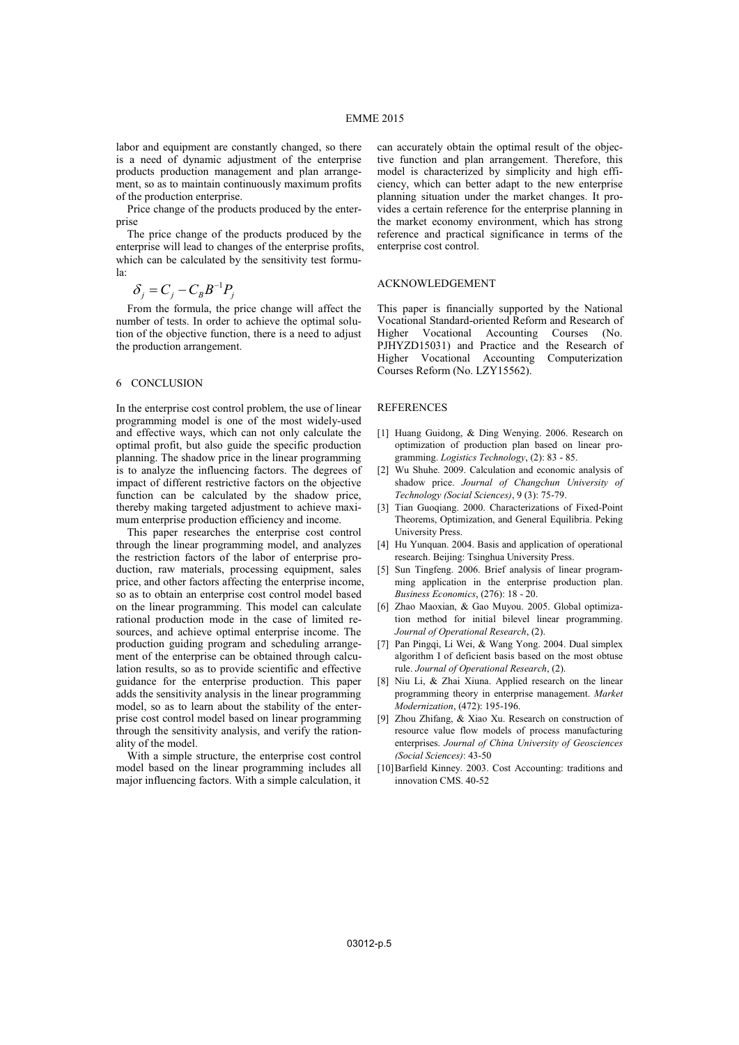labor and equipment are constantly changed, so there is a need of dynamic adjustment of the enterprise products production management and plan arrangement, so as to maintain continuously maximum profits of the production enterprise.

Price change of the products produced by the enterprise

The price change of the products produced by the enterprise will lead to changes of the enterprise profits, which can be calculated by the sensitivity test formula:

$$\delta_j = C_j - C_B B^{-1} P_j$$

From the formula, the price change will affect the number of tests. In order to achieve the optimal solution of the objective function, there is a need to adjust the production arrangement.

## 6 CONCLUSION

In the enterprise cost control problem, the use of linear programming model is one of the most widely-used and effective ways, which can not only calculate the optimal profit, but also guide the specific production planning. The shadow price in the linear programming is to analyze the influencing factors. The degrees of impact of different restrictive factors on the objective function can be calculated by the shadow price, thereby making targeted adjustment to achieve maximum enterprise production efficiency and income.

This paper researches the enterprise cost control through the linear programming model, and analyzes the restriction factors of the labor of enterprise production, raw materials, processing equipment, sales price, and other factors affecting the enterprise income, so as to obtain an enterprise cost control model based on the linear programming. This model can calculate rational production mode in the case of limited resources, and achieve optimal enterprise income. The production guiding program and scheduling arrangement of the enterprise can be obtained through calculation results, so as to provide scientific and effective guidance for the enterprise production. This paper adds the sensitivity analysis in the linear programming model, so as to learn about the stability of the enterprise cost control model based on linear programming through the sensitivity analysis, and verify the rationality of the model.

With a simple structure, the enterprise cost control model based on the linear programming includes all major influencing factors. With a simple calculation, it can accurately obtain the optimal result of the objective function and plan arrangement. Therefore, this model is characterized by simplicity and high efficiency, which can better adapt to the new enterprise planning situation under the market changes. It provides a certain reference for the enterprise planning in the market economy environment, which has strong reference and practical significance in terms of the enterprise cost control.

## ACKNOWLEDGEMENT

This paper is financially supported by the National Vocational Standard-oriented Reform and Research of Higher Vocational Accounting Courses (No. PJHYZD15031) and Practice and the Research of Higher Vocational Accounting Computerization Courses Reform (No. LZY15562).

## REFERENCES

[1] Huang Guidong, & Ding Wenying. 2006. Research on optimization of production plan based on linear programming. *Logistics Technology*, (2): 83 - 85.

[2] Wu Shuhe. 2009. Calculation and economic analysis of shadow price. *Journal of Changchun University of Technology (Social Sciences)*, 9 (3): 75-79.

[3] Tian Guoqiang. 2000. Characterizations of Fixed-Point Theorems, Optimization, and General Equilibria. Peking University Press.

[4] Hu Yunquan. 2004. Basis and application of operational research. Beijing: Tsinghua University Press.

[5] Sun Tingfeng. 2006. Brief analysis of linear programming application in the enterprise production plan. *Business Economics*, (276): 18 - 20.

[6] Zhao Maoxian, & Gao Muyou. 2005. Global optimization method for initial bilevel linear programming. *Journal of Operational Research*, (2).

[7] Pan Pingqi, Li Wei, & Wang Yong. 2004. Dual simplex algorithm I of deficient basis based on the most obtuse rule. *Journal of Operational Research*, (2).

[8] Niu Li, & Zhai Xiuna. Applied research on the linear programming theory in enterprise management. *Market Modernization*, (472): 195-196.

[9] Zhou Zhifang, & Xiao Xu. Research on construction of resource value flow models of process manufacturing enterprises. *Journal of China University of Geosciences (Social Sciences)*: 43-50

[10] Barfield Kinney. 2003. Cost Accounting: traditions and innovation CMS. 40-52